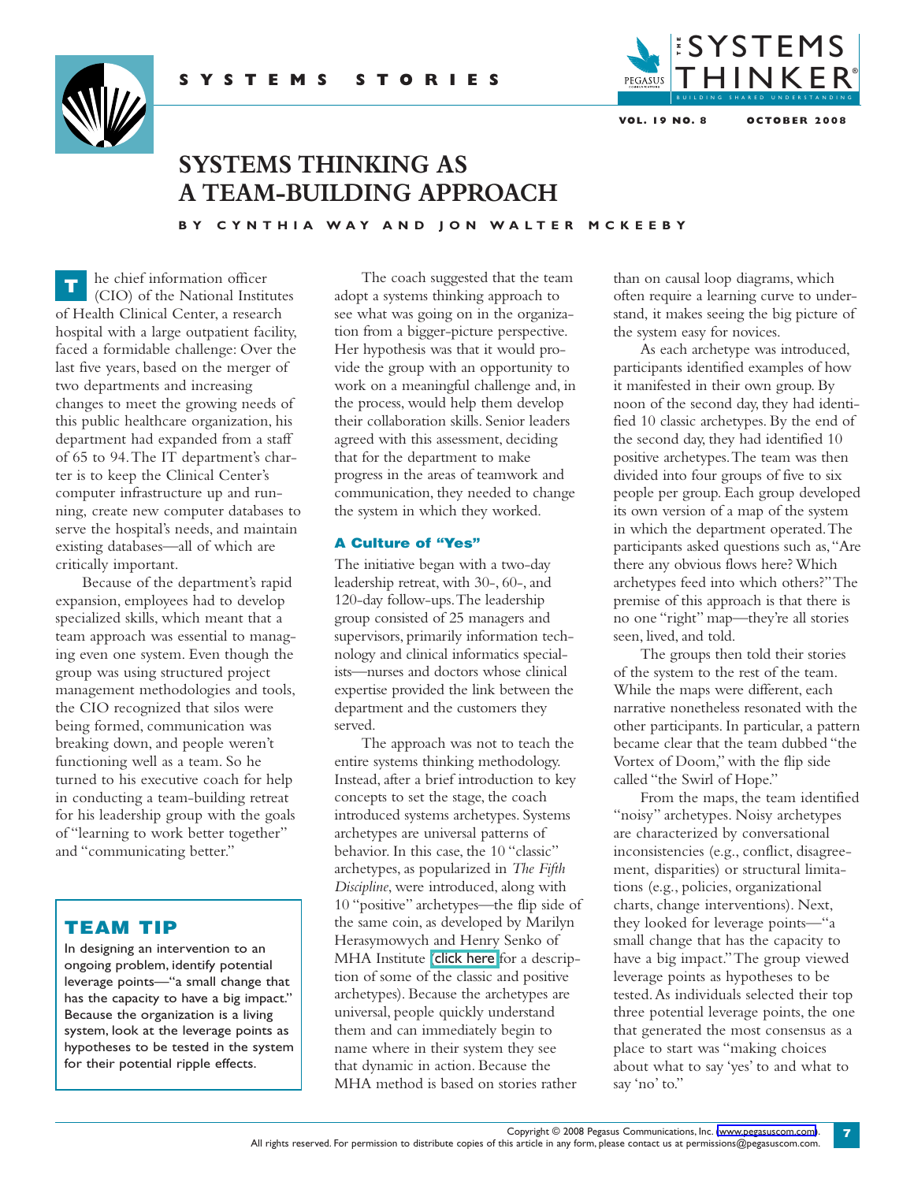# SYSTEMS THINKING AS A TEAM-BUILDING APPROACH

**BY CYNTHIA WAY AND JON WALTER MCKEEBY**

The chief information officer (CIO) of the National Institutes of Health Clinical Center, a research hospital with a large outpatient facility, faced a formidable challenge: Over the last five years, based on the merger of two departments and increasing changes to meet the growing needs of this public healthcare organization, his department had expanded from a staff of 65 to 94. The IT department's charter is to keep the Clinical Center's computer infrastructure up and running, create new computer databases to serve the hospital's needs, and maintain existing databases—all of which are critically important.

Because of the department's rapid expansion, employees had to develop specialized skills, which meant that a team approach was essential to managing even one system. Even though the group was using structured project management methodologies and tools, the CIO recognized that silos were being formed, communication was breaking down, and people weren't functioning well as a team. So he turned to his executive coach for help in conducting a team-building retreat for his leadership group with the goals of "learning to work better together" and "communicating better."

> **TEAM TIP**
>
> In designing an intervention to an ongoing problem, identify potential leverage points—"a small change that has the capacity to have a big impact." Because the organization is a living system, look at the leverage points as hypotheses to be tested in the system for their potential ripple effects.

The coach suggested that the team adopt a systems thinking approach to see what was going on in the organization from a bigger-picture perspective. Her hypothesis was that it would provide the group with an opportunity to work on a meaningful challenge and, in the process, would help them develop their collaboration skills. Senior leaders agreed with this assessment, deciding that for the department to make progress in the areas of teamwork and communication, they needed to change the system in which they worked.

## A Culture of "Yes"

The initiative began with a two-day leadership retreat, with 30-, 60-, and 120-day follow-ups. The leadership group consisted of 25 managers and supervisors, primarily information technology and clinical informatics specialists—nurses and doctors whose clinical expertise provided the link between the department and the customers they served.

The approach was not to teach the entire systems thinking methodology. Instead, after a brief introduction to key concepts to set the stage, the coach introduced systems archetypes. Systems archetypes are universal patterns of behavior. In this case, the 10 "classic" archetypes, as popularized in *The Fifth Discipline*, were introduced, along with 10 "positive" archetypes—the flip side of the same coin, as developed by Marilyn Herasymowych and Henry Senko of MHA Institute (click here for a description of some of the classic and positive archetypes). Because the archetypes are universal, people quickly understand them and can immediately begin to name where in their system they see that dynamic in action. Because the MHA method is based on stories rather than on causal loop diagrams, which often require a learning curve to understand, it makes seeing the big picture of the system easy for novices.

As each archetype was introduced, participants identified examples of how it manifested in their own group. By noon of the second day, they had identified 10 classic archetypes. By the end of the second day, they had identified 10 positive archetypes. The team was then divided into four groups of five to six people per group. Each group developed its own version of a map of the system in which the department operated. The participants asked questions such as, "Are there any obvious flows here? Which archetypes feed into which others?" The premise of this approach is that there is no one "right" map—they're all stories seen, lived, and told.

The groups then told their stories of the system to the rest of the team. While the maps were different, each narrative nonetheless resonated with the other participants. In particular, a pattern became clear that the team dubbed "the Vortex of Doom," with the flip side called "the Swirl of Hope."

From the maps, the team identified "noisy" archetypes. Noisy archetypes are characterized by conversational inconsistencies (e.g., conflict, disagreement, disparities) or structural limitations (e.g., policies, organizational charts, change interventions). Next, they looked for leverage points—"a small change that has the capacity to have a big impact." The group viewed leverage points as hypotheses to be tested. As individuals selected their top three potential leverage points, the one that generated the most consensus as a place to start was "making choices about what to say 'yes' to and what to say 'no' to."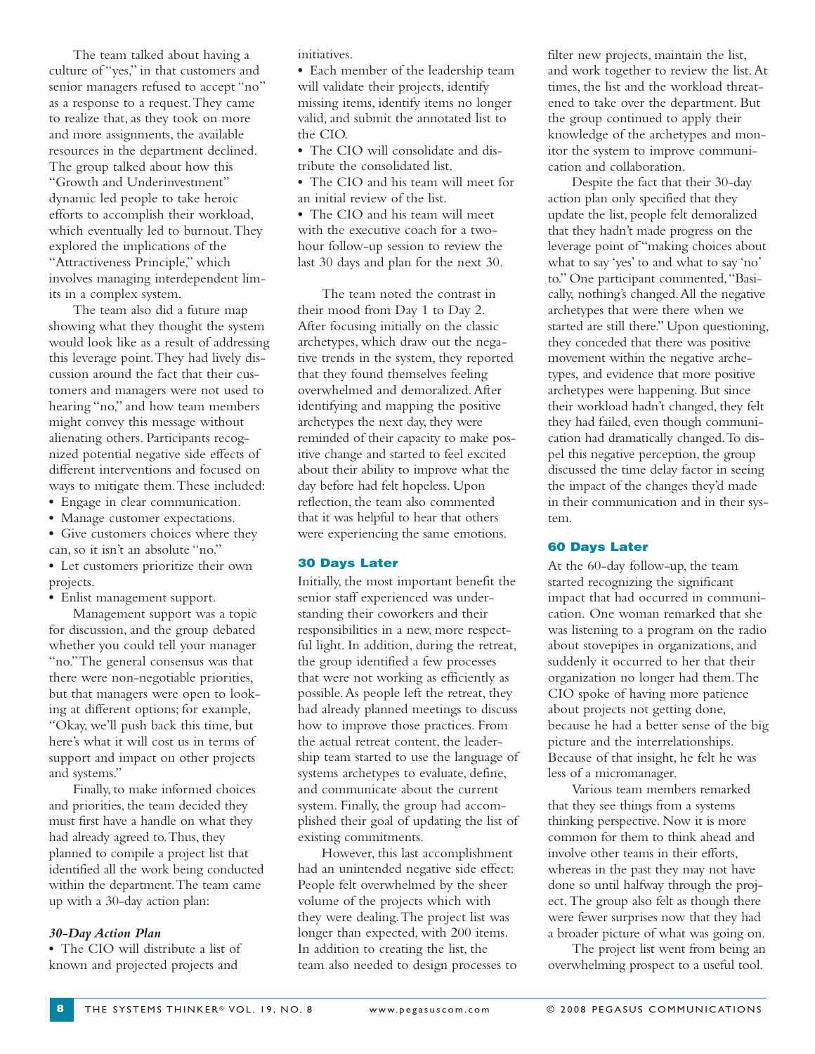The team talked about having a culture of "yes," in that customers and senior managers refused to accept "no" as a response to a request. They came to realize that, as they took on more and more assignments, the available resources in the department declined. The group talked about how this "Growth and Underinvestment" dynamic led people to take heroic efforts to accomplish their workload, which eventually led to burnout. They explored the implications of the "Attractiveness Principle," which involves managing interdependent limits in a complex system.

The team also did a future map showing what they thought the system would look like as a result of addressing this leverage point. They had lively discussion around the fact that their customers and managers were not used to hearing "no," and how team members might convey this message without alienating others. Participants recognized potential negative side effects of different interventions and focused on ways to mitigate them. These included:

- Engage in clear communication.
- Manage customer expectations.
- Give customers choices where they can, so it isn't an absolute "no."
- Let customers prioritize their own projects.
- Enlist management support.

Management support was a topic for discussion, and the group debated whether you could tell your manager "no." The general consensus was that there were non-negotiable priorities, but that managers were open to looking at different options; for example, "Okay, we'll push back this time, but here's what it will cost us in terms of support and impact on other projects and systems."

Finally, to make informed choices and priorities, the team decided they must first have a handle on what they had already agreed to. Thus, they planned to compile a project list that identified all the work being conducted within the department. The team came up with a 30-day action plan:

***30-Day Action Plan***

- The CIO will distribute a list of known and projected projects and initiatives.
- Each member of the leadership team will validate their projects, identify missing items, identify items no longer valid, and submit the annotated list to the CIO.
- The CIO will consolidate and distribute the consolidated list.
- The CIO and his team will meet for an initial review of the list.
- The CIO and his team will meet with the executive coach for a two-hour follow-up session to review the last 30 days and plan for the next 30.

The team noted the contrast in their mood from Day 1 to Day 2. After focusing initially on the classic archetypes, which draw out the negative trends in the system, they reported that they found themselves feeling overwhelmed and demoralized. After identifying and mapping the positive archetypes the next day, they were reminded of their capacity to make positive change and started to feel excited about their ability to improve what the day before had felt hopeless. Upon reflection, the team also commented that it was helpful to hear that others were experiencing the same emotions.

### 30 Days Later

Initially, the most important benefit the senior staff experienced was understanding their coworkers and their responsibilities in a new, more respectful light. In addition, during the retreat, the group identified a few processes that were not working as efficiently as possible. As people left the retreat, they had already planned meetings to discuss how to improve those practices. From the actual retreat content, the leadership team started to use the language of systems archetypes to evaluate, define, and communicate about the current system. Finally, the group had accomplished their goal of updating the list of existing commitments.

However, this last accomplishment had an unintended negative side effect: People felt overwhelmed by the sheer volume of the projects which with they were dealing. The project list was longer than expected, with 200 items. In addition to creating the list, the team also needed to design processes to filter new projects, maintain the list, and work together to review the list. At times, the list and the workload threatened to take over the department. But the group continued to apply their knowledge of the archetypes and monitor the system to improve communication and collaboration.

Despite the fact that their 30-day action plan only specified that they update the list, people felt demoralized that they hadn't made progress on the leverage point of "making choices about what to say 'yes' to and what to say 'no' to." One participant commented, "Basically, nothing's changed. All the negative archetypes that were there when we started are still there." Upon questioning, they conceded that there was positive movement within the negative archetypes, and evidence that more positive archetypes were happening. But since their workload hadn't changed, they felt they had failed, even though communication had dramatically changed. To dispel this negative perception, the group discussed the time delay factor in seeing the impact of the changes they'd made in their communication and in their system.

### 60 Days Later

At the 60-day follow-up, the team started recognizing the significant impact that had occurred in communication. One woman remarked that she was listening to a program on the radio about stovepipes in organizations, and suddenly it occurred to her that their organization no longer had them. The CIO spoke of having more patience about projects not getting done, because he had a better sense of the big picture and the interrelationships. Because of that insight, he felt he was less of a micromanager.

Various team members remarked that they see things from a systems thinking perspective. Now it is more common for them to think ahead and involve other teams in their efforts, whereas in the past they may not have done so until halfway through the project. The group also felt as though there were fewer surprises now that they had a broader picture of what was going on.

The project list went from being an overwhelming prospect to a useful tool.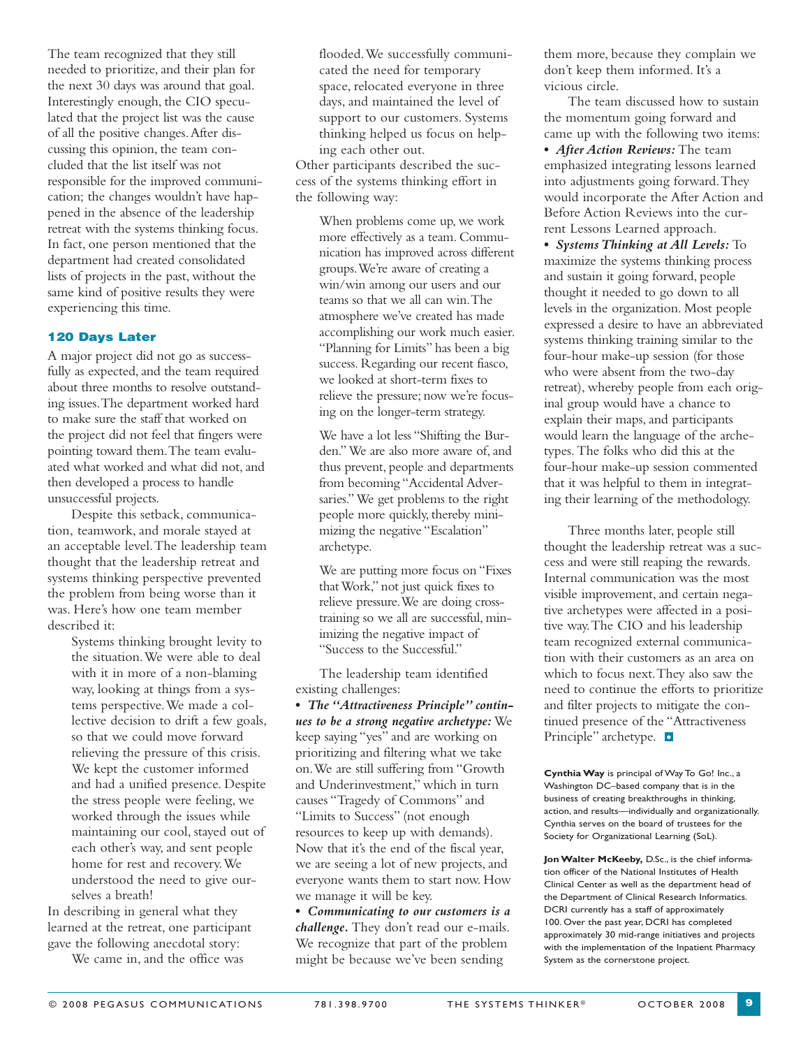The team recognized that they still needed to prioritize, and their plan for the next 30 days was around that goal. Interestingly enough, the CIO speculated that the project list was the cause of all the positive changes. After discussing this opinion, the team concluded that the list itself was not responsible for the improved communication; the changes wouldn't have happened in the absence of the leadership retreat with the systems thinking focus. In fact, one person mentioned that the department had created consolidated lists of projects in the past, without the same kind of positive results they were experiencing this time.

### 120 Days Later

A major project did not go as successfully as expected, and the team required about three months to resolve outstanding issues. The department worked hard to make sure the staff that worked on the project did not feel that fingers were pointing toward them. The team evaluated what worked and what did not, and then developed a process to handle unsuccessful projects.

Despite this setback, communication, teamwork, and morale stayed at an acceptable level. The leadership team thought that the leadership retreat and systems thinking perspective prevented the problem from being worse than it was. Here's how one team member described it:

> Systems thinking brought levity to the situation. We were able to deal with it in more of a non-blaming way, looking at things from a systems perspective. We made a collective decision to drift a few goals, so that we could move forward relieving the pressure of this crisis. We kept the customer informed and had a unified presence. Despite the stress people were feeling, we worked through the issues while maintaining our cool, stayed out of each other's way, and sent people home for rest and recovery. We understood the need to give ourselves a breath!

In describing in general what they learned at the retreat, one participant gave the following anecdotal story:

> We came in, and the office was flooded. We successfully communicated the need for temporary space, relocated everyone in three days, and maintained the level of support to our customers. Systems thinking helped us focus on helping each other out.

Other participants described the success of the systems thinking effort in the following way:

> When problems come up, we work more effectively as a team. Communication has improved across different groups. We're aware of creating a win/win among our users and our teams so that we all can win. The atmosphere we've created has made accomplishing our work much easier. "Planning for Limits" has been a big success. Regarding our recent fiasco, we looked at short-term fixes to relieve the pressure; now we're focusing on the longer-term strategy.
>
> We have a lot less "Shifting the Burden." We are also more aware of, and thus prevent, people and departments from becoming "Accidental Adversaries." We get problems to the right people more quickly, thereby minimizing the negative "Escalation" archetype.
>
> We are putting more focus on "Fixes that Work," not just quick fixes to relieve pressure. We are doing cross-training so we all are successful, minimizing the negative impact of "Success to the Successful."

The leadership team identified existing challenges:

- ***The "Attractiveness Principle" continues to be a strong negative archetype:*** We keep saying "yes" and are working on prioritizing and filtering what we take on. We are still suffering from "Growth and Underinvestment," which in turn causes "Tragedy of Commons" and "Limits to Success" (not enough resources to keep up with demands). Now that it's the end of the fiscal year, we are seeing a lot of new projects, and everyone wants them to start now. How we manage it will be key.
- ***Communicating to our customers is a challenge.*** They don't read our e-mails. We recognize that part of the problem might be because we've been sending them more, because they complain we don't keep them informed. It's a vicious circle.

The team discussed how to sustain the momentum going forward and came up with the following two items:

- ***After Action Reviews:*** The team emphasized integrating lessons learned into adjustments going forward. They would incorporate the After Action and Before Action Reviews into the current Lessons Learned approach.
- ***Systems Thinking at All Levels:*** To maximize the systems thinking process and sustain it going forward, people thought it needed to go down to all levels in the organization. Most people expressed a desire to have an abbreviated systems thinking training similar to the four-hour make-up session (for those who were absent from the two-day retreat), whereby people from each original group would have a chance to explain their maps, and participants would learn the language of the archetypes. The folks who did this at the four-hour make-up session commented that it was helpful to them in integrating their learning of the methodology.

Three months later, people still thought the leadership retreat was a success and were still reaping the rewards. Internal communication was the most visible improvement, and certain negative archetypes were affected in a positive way. The CIO and his leadership team recognized external communication with their customers as an area on which to focus next. They also saw the need to continue the efforts to prioritize and filter projects to mitigate the continued presence of the "Attractiveness Principle" archetype.

**Cynthia Way** is principal of Way To Go! Inc., a Washington DC–based company that is in the business of creating breakthroughs in thinking, action, and results—individually and organizationally. Cynthia serves on the board of trustees for the Society for Organizational Learning (SoL).

**Jon Walter McKeeby,** D.Sc., is the chief information officer of the National Institutes of Health Clinical Center as well as the department head of the Department of Clinical Research Informatics. DCRI currently has a staff of approximately 100. Over the past year, DCRI has completed approximately 30 mid-range initiatives and projects with the implementation of the Inpatient Pharmacy System as the cornerstone project.